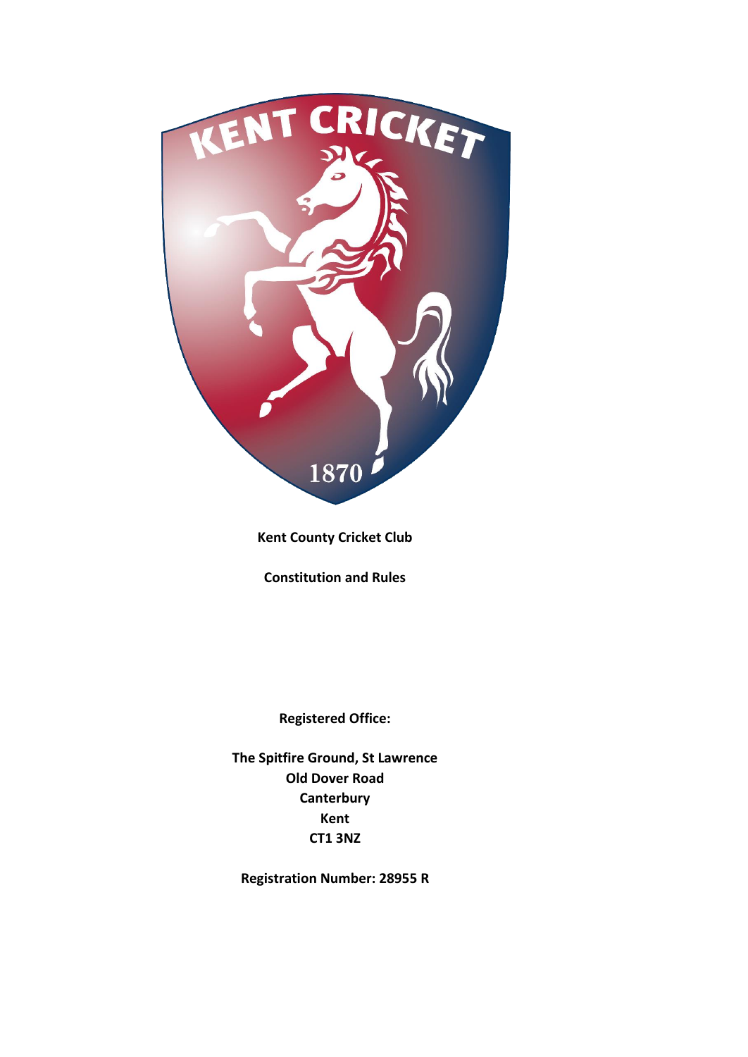**Kent County Cricket Club**

**Constitution and Rules**

**Registered Office:**

**The Spitfire Ground, St Lawrence**
**Old Dover Road**
**Canterbury**
**Kent**
**CT1 3NZ**

**Registration Number: 28955 R**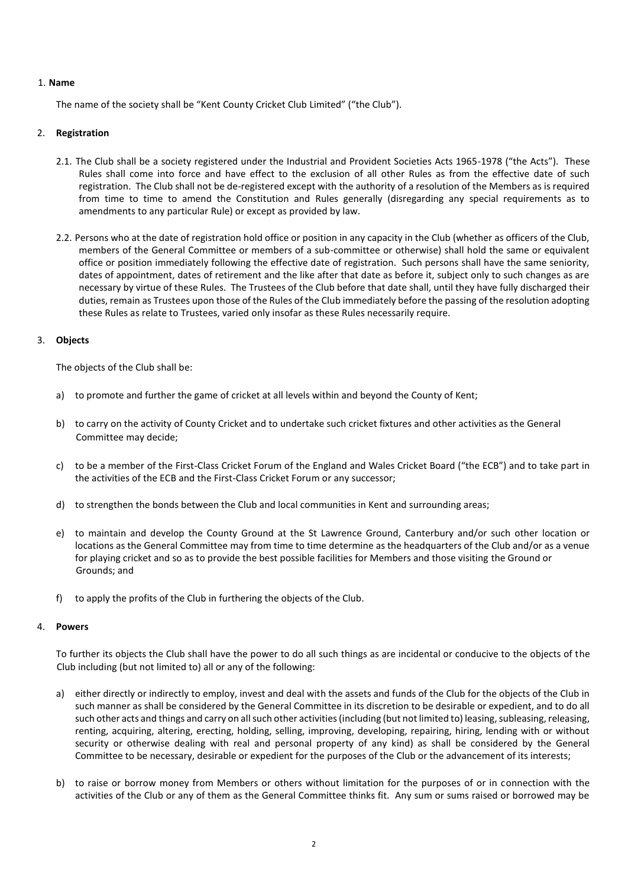1. **Name**

The name of the society shall be "Kent County Cricket Club Limited" ("the Club").

2. **Registration**

2.1. The Club shall be a society registered under the Industrial and Provident Societies Acts 1965-1978 ("the Acts"). These Rules shall come into force and have effect to the exclusion of all other Rules as from the effective date of such registration. The Club shall not be de-registered except with the authority of a resolution of the Members as is required from time to time to amend the Constitution and Rules generally (disregarding any special requirements as to amendments to any particular Rule) or except as provided by law.

2.2. Persons who at the date of registration hold office or position in any capacity in the Club (whether as officers of the Club, members of the General Committee or members of a sub-committee or otherwise) shall hold the same or equivalent office or position immediately following the effective date of registration. Such persons shall have the same seniority, dates of appointment, dates of retirement and the like after that date as before it, subject only to such changes as are necessary by virtue of these Rules. The Trustees of the Club before that date shall, until they have fully discharged their duties, remain as Trustees upon those of the Rules of the Club immediately before the passing of the resolution adopting these Rules as relate to Trustees, varied only insofar as these Rules necessarily require.

3. **Objects**

The objects of the Club shall be:

a) to promote and further the game of cricket at all levels within and beyond the County of Kent;

b) to carry on the activity of County Cricket and to undertake such cricket fixtures and other activities as the General Committee may decide;

c) to be a member of the First-Class Cricket Forum of the England and Wales Cricket Board ("the ECB") and to take part in the activities of the ECB and the First-Class Cricket Forum or any successor;

d) to strengthen the bonds between the Club and local communities in Kent and surrounding areas;

e) to maintain and develop the County Ground at the St Lawrence Ground, Canterbury and/or such other location or locations as the General Committee may from time to time determine as the headquarters of the Club and/or as a venue for playing cricket and so as to provide the best possible facilities for Members and those visiting the Ground or Grounds; and

f) to apply the profits of the Club in furthering the objects of the Club.

4. **Powers**

To further its objects the Club shall have the power to do all such things as are incidental or conducive to the objects of the Club including (but not limited to) all or any of the following:

a) either directly or indirectly to employ, invest and deal with the assets and funds of the Club for the objects of the Club in such manner as shall be considered by the General Committee in its discretion to be desirable or expedient, and to do all such other acts and things and carry on all such other activities (including (but not limited to) leasing, subleasing, releasing, renting, acquiring, altering, erecting, holding, selling, improving, developing, repairing, hiring, lending with or without security or otherwise dealing with real and personal property of any kind) as shall be considered by the General Committee to be necessary, desirable or expedient for the purposes of the Club or the advancement of its interests;

b) to raise or borrow money from Members or others without limitation for the purposes of or in connection with the activities of the Club or any of them as the General Committee thinks fit. Any sum or sums raised or borrowed may be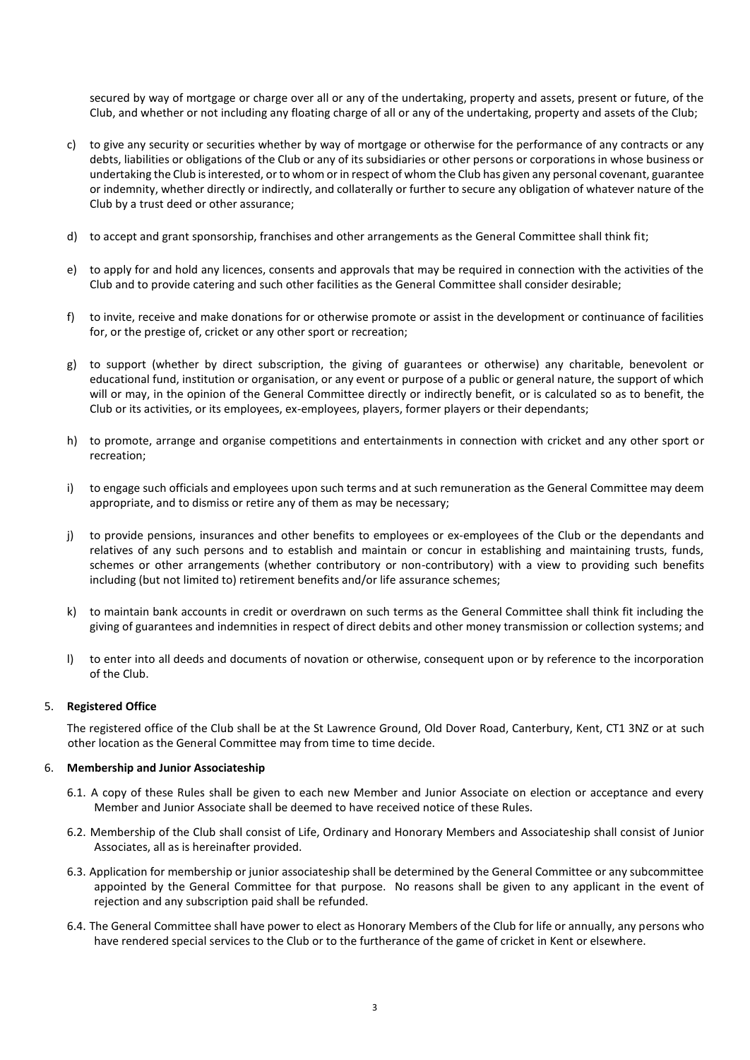secured by way of mortgage or charge over all or any of the undertaking, property and assets, present or future, of the Club, and whether or not including any floating charge of all or any of the undertaking, property and assets of the Club;

c) to give any security or securities whether by way of mortgage or otherwise for the performance of any contracts or any debts, liabilities or obligations of the Club or any of its subsidiaries or other persons or corporations in whose business or undertaking the Club is interested, or to whom or in respect of whom the Club has given any personal covenant, guarantee or indemnity, whether directly or indirectly, and collaterally or further to secure any obligation of whatever nature of the Club by a trust deed or other assurance;

d) to accept and grant sponsorship, franchises and other arrangements as the General Committee shall think fit;

e) to apply for and hold any licences, consents and approvals that may be required in connection with the activities of the Club and to provide catering and such other facilities as the General Committee shall consider desirable;

f) to invite, receive and make donations for or otherwise promote or assist in the development or continuance of facilities for, or the prestige of, cricket or any other sport or recreation;

g) to support (whether by direct subscription, the giving of guarantees or otherwise) any charitable, benevolent or educational fund, institution or organisation, or any event or purpose of a public or general nature, the support of which will or may, in the opinion of the General Committee directly or indirectly benefit, or is calculated so as to benefit, the Club or its activities, or its employees, ex-employees, players, former players or their dependants;

h) to promote, arrange and organise competitions and entertainments in connection with cricket and any other sport or recreation;

i) to engage such officials and employees upon such terms and at such remuneration as the General Committee may deem appropriate, and to dismiss or retire any of them as may be necessary;

j) to provide pensions, insurances and other benefits to employees or ex-employees of the Club or the dependants and relatives of any such persons and to establish and maintain or concur in establishing and maintaining trusts, funds, schemes or other arrangements (whether contributory or non-contributory) with a view to providing such benefits including (but not limited to) retirement benefits and/or life assurance schemes;

k) to maintain bank accounts in credit or overdrawn on such terms as the General Committee shall think fit including the giving of guarantees and indemnities in respect of direct debits and other money transmission or collection systems; and

l) to enter into all deeds and documents of novation or otherwise, consequent upon or by reference to the incorporation of the Club.

5. **Registered Office**

The registered office of the Club shall be at the St Lawrence Ground, Old Dover Road, Canterbury, Kent, CT1 3NZ or at such other location as the General Committee may from time to time decide.

6. **Membership and Junior Associateship**

6.1. A copy of these Rules shall be given to each new Member and Junior Associate on election or acceptance and every Member and Junior Associate shall be deemed to have received notice of these Rules.

6.2. Membership of the Club shall consist of Life, Ordinary and Honorary Members and Associateship shall consist of Junior Associates, all as is hereinafter provided.

6.3. Application for membership or junior associateship shall be determined by the General Committee or any subcommittee appointed by the General Committee for that purpose. No reasons shall be given to any applicant in the event of rejection and any subscription paid shall be refunded.

6.4. The General Committee shall have power to elect as Honorary Members of the Club for life or annually, any persons who have rendered special services to the Club or to the furtherance of the game of cricket in Kent or elsewhere.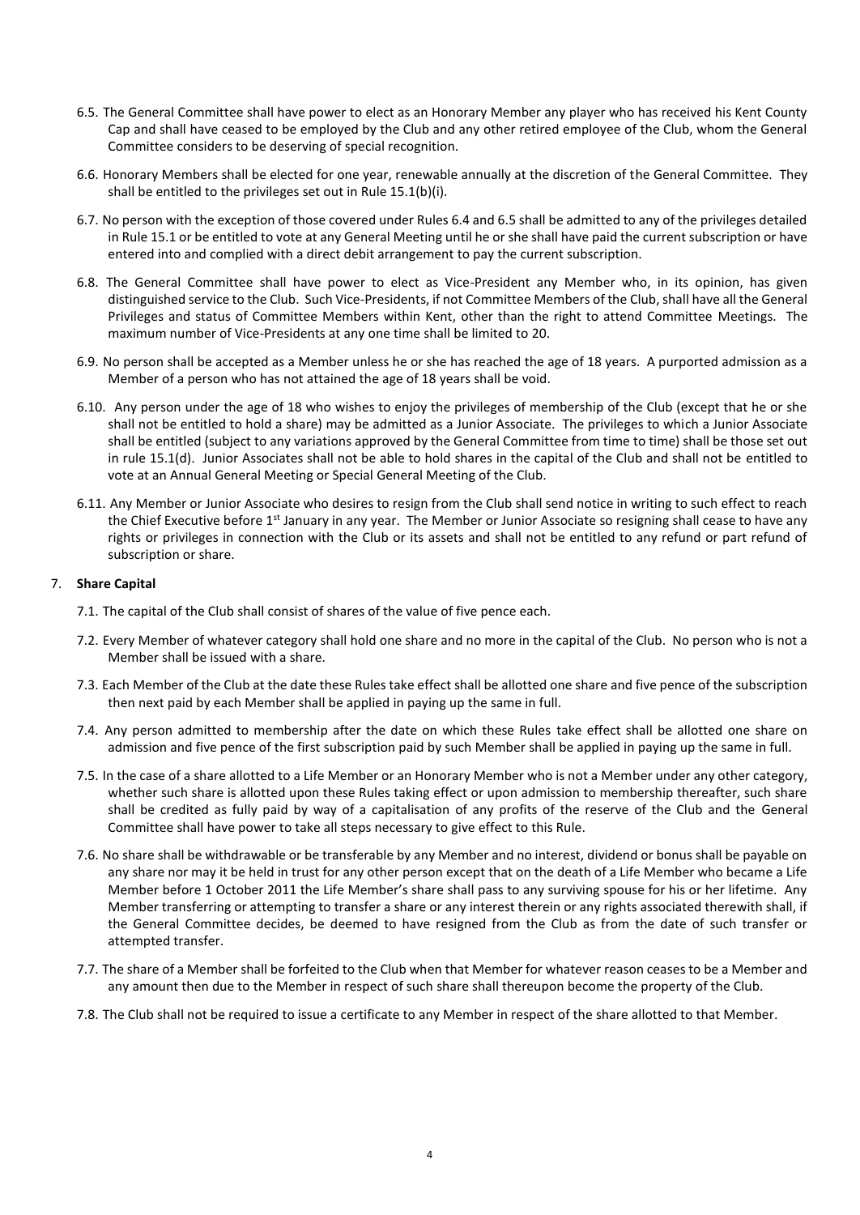6.5. The General Committee shall have power to elect as an Honorary Member any player who has received his Kent County Cap and shall have ceased to be employed by the Club and any other retired employee of the Club, whom the General Committee considers to be deserving of special recognition.

6.6. Honorary Members shall be elected for one year, renewable annually at the discretion of the General Committee. They shall be entitled to the privileges set out in Rule 15.1(b)(i).

6.7. No person with the exception of those covered under Rules 6.4 and 6.5 shall be admitted to any of the privileges detailed in Rule 15.1 or be entitled to vote at any General Meeting until he or she shall have paid the current subscription or have entered into and complied with a direct debit arrangement to pay the current subscription.

6.8. The General Committee shall have power to elect as Vice-President any Member who, in its opinion, has given distinguished service to the Club. Such Vice-Presidents, if not Committee Members of the Club, shall have all the General Privileges and status of Committee Members within Kent, other than the right to attend Committee Meetings. The maximum number of Vice-Presidents at any one time shall be limited to 20.

6.9. No person shall be accepted as a Member unless he or she has reached the age of 18 years. A purported admission as a Member of a person who has not attained the age of 18 years shall be void.

6.10. Any person under the age of 18 who wishes to enjoy the privileges of membership of the Club (except that he or she shall not be entitled to hold a share) may be admitted as a Junior Associate. The privileges to which a Junior Associate shall be entitled (subject to any variations approved by the General Committee from time to time) shall be those set out in rule 15.1(d). Junior Associates shall not be able to hold shares in the capital of the Club and shall not be entitled to vote at an Annual General Meeting or Special General Meeting of the Club.

6.11. Any Member or Junior Associate who desires to resign from the Club shall send notice in writing to such effect to reach the Chief Executive before 1st January in any year. The Member or Junior Associate so resigning shall cease to have any rights or privileges in connection with the Club or its assets and shall not be entitled to any refund or part refund of subscription or share.

## 7. Share Capital

7.1. The capital of the Club shall consist of shares of the value of five pence each.

7.2. Every Member of whatever category shall hold one share and no more in the capital of the Club. No person who is not a Member shall be issued with a share.

7.3. Each Member of the Club at the date these Rules take effect shall be allotted one share and five pence of the subscription then next paid by each Member shall be applied in paying up the same in full.

7.4. Any person admitted to membership after the date on which these Rules take effect shall be allotted one share on admission and five pence of the first subscription paid by such Member shall be applied in paying up the same in full.

7.5. In the case of a share allotted to a Life Member or an Honorary Member who is not a Member under any other category, whether such share is allotted upon these Rules taking effect or upon admission to membership thereafter, such share shall be credited as fully paid by way of a capitalisation of any profits of the reserve of the Club and the General Committee shall have power to take all steps necessary to give effect to this Rule.

7.6. No share shall be withdrawable or be transferable by any Member and no interest, dividend or bonus shall be payable on any share nor may it be held in trust for any other person except that on the death of a Life Member who became a Life Member before 1 October 2011 the Life Member's share shall pass to any surviving spouse for his or her lifetime. Any Member transferring or attempting to transfer a share or any interest therein or any rights associated therewith shall, if the General Committee decides, be deemed to have resigned from the Club as from the date of such transfer or attempted transfer.

7.7. The share of a Member shall be forfeited to the Club when that Member for whatever reason ceases to be a Member and any amount then due to the Member in respect of such share shall thereupon become the property of the Club.

7.8. The Club shall not be required to issue a certificate to any Member in respect of the share allotted to that Member.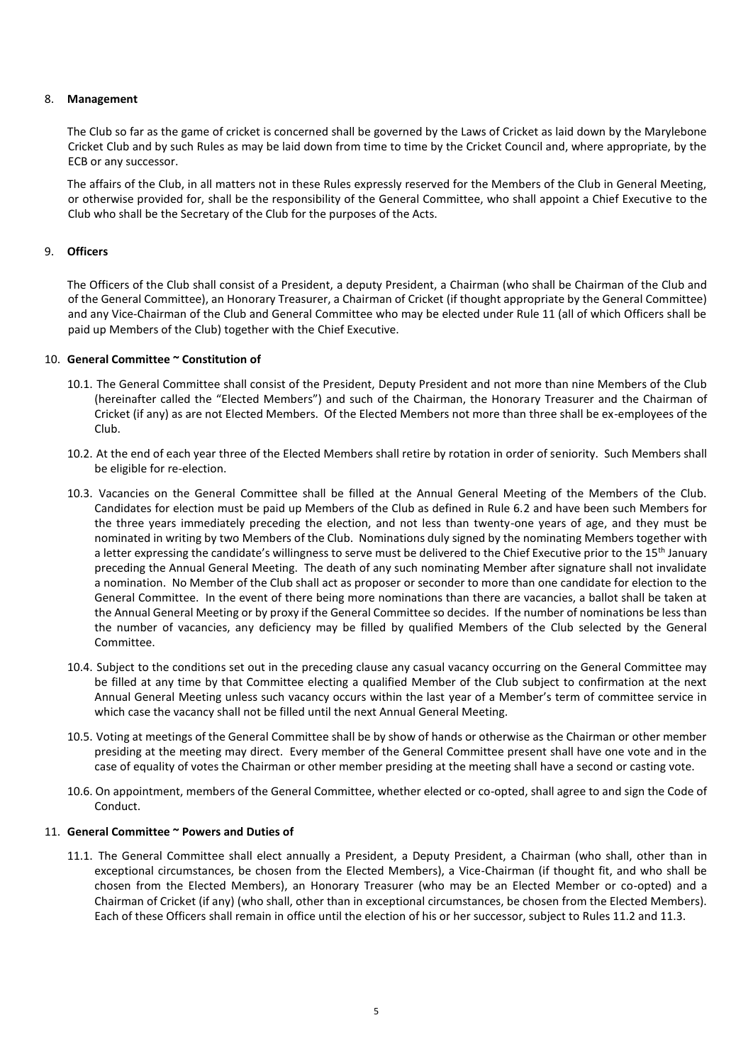## 8. **Management**

The Club so far as the game of cricket is concerned shall be governed by the Laws of Cricket as laid down by the Marylebone Cricket Club and by such Rules as may be laid down from time to time by the Cricket Council and, where appropriate, by the ECB or any successor.

The affairs of the Club, in all matters not in these Rules expressly reserved for the Members of the Club in General Meeting, or otherwise provided for, shall be the responsibility of the General Committee, who shall appoint a Chief Executive to the Club who shall be the Secretary of the Club for the purposes of the Acts.

## 9. **Officers**

The Officers of the Club shall consist of a President, a deputy President, a Chairman (who shall be Chairman of the Club and of the General Committee), an Honorary Treasurer, a Chairman of Cricket (if thought appropriate by the General Committee) and any Vice-Chairman of the Club and General Committee who may be elected under Rule 11 (all of which Officers shall be paid up Members of the Club) together with the Chief Executive.

## 10. **General Committee ~ Constitution of**

10.1. The General Committee shall consist of the President, Deputy President and not more than nine Members of the Club (hereinafter called the "Elected Members") and such of the Chairman, the Honorary Treasurer and the Chairman of Cricket (if any) as are not Elected Members. Of the Elected Members not more than three shall be ex-employees of the Club.

10.2. At the end of each year three of the Elected Members shall retire by rotation in order of seniority. Such Members shall be eligible for re-election.

10.3. Vacancies on the General Committee shall be filled at the Annual General Meeting of the Members of the Club. Candidates for election must be paid up Members of the Club as defined in Rule 6.2 and have been such Members for the three years immediately preceding the election, and not less than twenty-one years of age, and they must be nominated in writing by two Members of the Club. Nominations duly signed by the nominating Members together with a letter expressing the candidate's willingness to serve must be delivered to the Chief Executive prior to the 15th January preceding the Annual General Meeting. The death of any such nominating Member after signature shall not invalidate a nomination. No Member of the Club shall act as proposer or seconder to more than one candidate for election to the General Committee. In the event of there being more nominations than there are vacancies, a ballot shall be taken at the Annual General Meeting or by proxy if the General Committee so decides. If the number of nominations be less than the number of vacancies, any deficiency may be filled by qualified Members of the Club selected by the General Committee.

10.4. Subject to the conditions set out in the preceding clause any casual vacancy occurring on the General Committee may be filled at any time by that Committee electing a qualified Member of the Club subject to confirmation at the next Annual General Meeting unless such vacancy occurs within the last year of a Member's term of committee service in which case the vacancy shall not be filled until the next Annual General Meeting.

10.5. Voting at meetings of the General Committee shall be by show of hands or otherwise as the Chairman or other member presiding at the meeting may direct. Every member of the General Committee present shall have one vote and in the case of equality of votes the Chairman or other member presiding at the meeting shall have a second or casting vote.

10.6. On appointment, members of the General Committee, whether elected or co-opted, shall agree to and sign the Code of Conduct.

## 11. **General Committee ~ Powers and Duties of**

11.1. The General Committee shall elect annually a President, a Deputy President, a Chairman (who shall, other than in exceptional circumstances, be chosen from the Elected Members), a Vice-Chairman (if thought fit, and who shall be chosen from the Elected Members), an Honorary Treasurer (who may be an Elected Member or co-opted) and a Chairman of Cricket (if any) (who shall, other than in exceptional circumstances, be chosen from the Elected Members). Each of these Officers shall remain in office until the election of his or her successor, subject to Rules 11.2 and 11.3.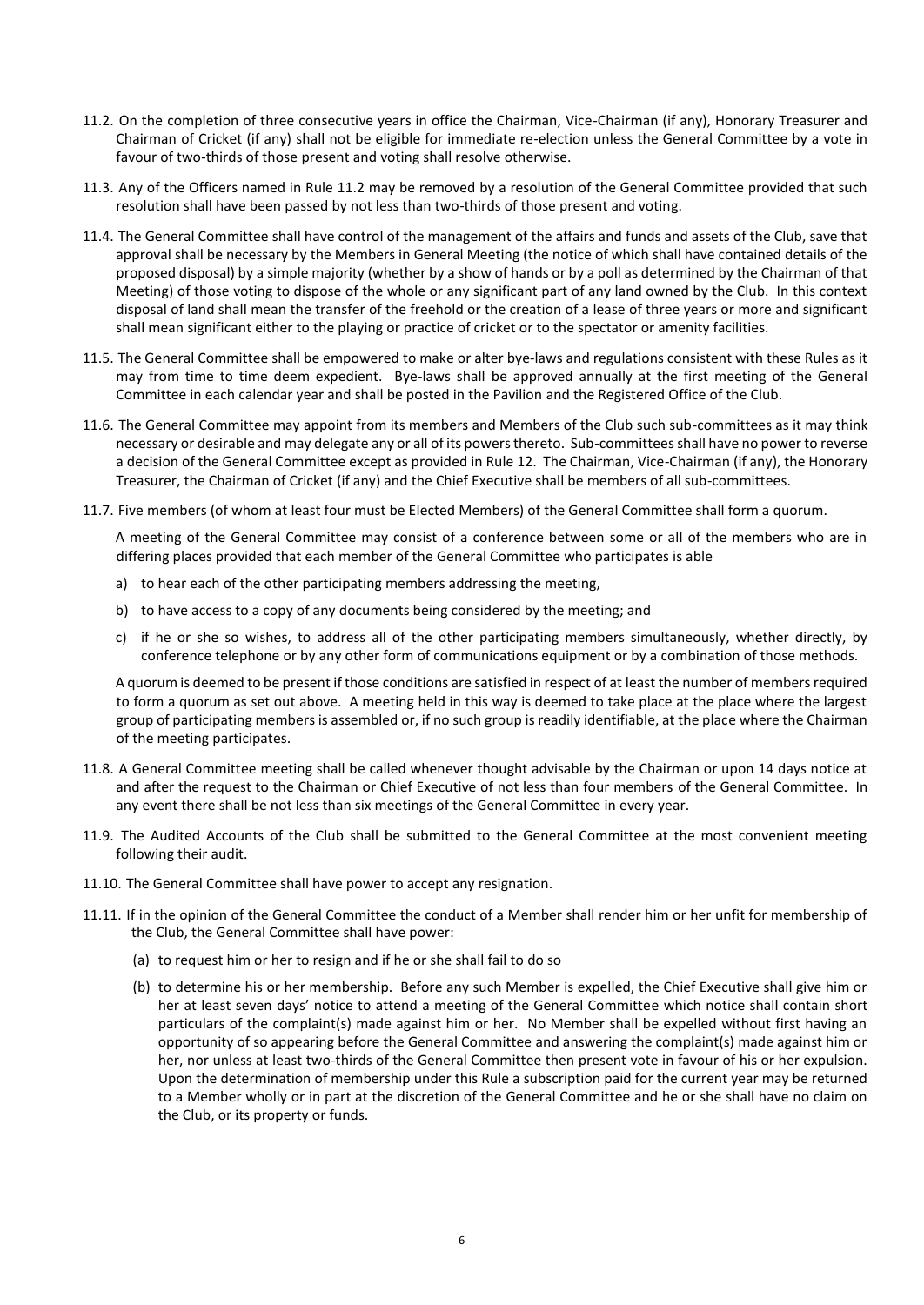11.2. On the completion of three consecutive years in office the Chairman, Vice-Chairman (if any), Honorary Treasurer and Chairman of Cricket (if any) shall not be eligible for immediate re-election unless the General Committee by a vote in favour of two-thirds of those present and voting shall resolve otherwise.

11.3. Any of the Officers named in Rule 11.2 may be removed by a resolution of the General Committee provided that such resolution shall have been passed by not less than two-thirds of those present and voting.

11.4. The General Committee shall have control of the management of the affairs and funds and assets of the Club, save that approval shall be necessary by the Members in General Meeting (the notice of which shall have contained details of the proposed disposal) by a simple majority (whether by a show of hands or by a poll as determined by the Chairman of that Meeting) of those voting to dispose of the whole or any significant part of any land owned by the Club. In this context disposal of land shall mean the transfer of the freehold or the creation of a lease of three years or more and significant shall mean significant either to the playing or practice of cricket or to the spectator or amenity facilities.

11.5. The General Committee shall be empowered to make or alter bye-laws and regulations consistent with these Rules as it may from time to time deem expedient. Bye-laws shall be approved annually at the first meeting of the General Committee in each calendar year and shall be posted in the Pavilion and the Registered Office of the Club.

11.6. The General Committee may appoint from its members and Members of the Club such sub-committees as it may think necessary or desirable and may delegate any or all of its powers thereto. Sub-committees shall have no power to reverse a decision of the General Committee except as provided in Rule 12. The Chairman, Vice-Chairman (if any), the Honorary Treasurer, the Chairman of Cricket (if any) and the Chief Executive shall be members of all sub-committees.

11.7. Five members (of whom at least four must be Elected Members) of the General Committee shall form a quorum.

A meeting of the General Committee may consist of a conference between some or all of the members who are in differing places provided that each member of the General Committee who participates is able

a) to hear each of the other participating members addressing the meeting,

b) to have access to a copy of any documents being considered by the meeting; and

c) if he or she so wishes, to address all of the other participating members simultaneously, whether directly, by conference telephone or by any other form of communications equipment or by a combination of those methods.

A quorum is deemed to be present if those conditions are satisfied in respect of at least the number of members required to form a quorum as set out above. A meeting held in this way is deemed to take place at the place where the largest group of participating members is assembled or, if no such group is readily identifiable, at the place where the Chairman of the meeting participates.

11.8. A General Committee meeting shall be called whenever thought advisable by the Chairman or upon 14 days notice at and after the request to the Chairman or Chief Executive of not less than four members of the General Committee. In any event there shall be not less than six meetings of the General Committee in every year.

11.9. The Audited Accounts of the Club shall be submitted to the General Committee at the most convenient meeting following their audit.

11.10. The General Committee shall have power to accept any resignation.

11.11. If in the opinion of the General Committee the conduct of a Member shall render him or her unfit for membership of the Club, the General Committee shall have power:

(a) to request him or her to resign and if he or she shall fail to do so

(b) to determine his or her membership. Before any such Member is expelled, the Chief Executive shall give him or her at least seven days' notice to attend a meeting of the General Committee which notice shall contain short particulars of the complaint(s) made against him or her. No Member shall be expelled without first having an opportunity of so appearing before the General Committee and answering the complaint(s) made against him or her, nor unless at least two-thirds of the General Committee then present vote in favour of his or her expulsion. Upon the determination of membership under this Rule a subscription paid for the current year may be returned to a Member wholly or in part at the discretion of the General Committee and he or she shall have no claim on the Club, or its property or funds.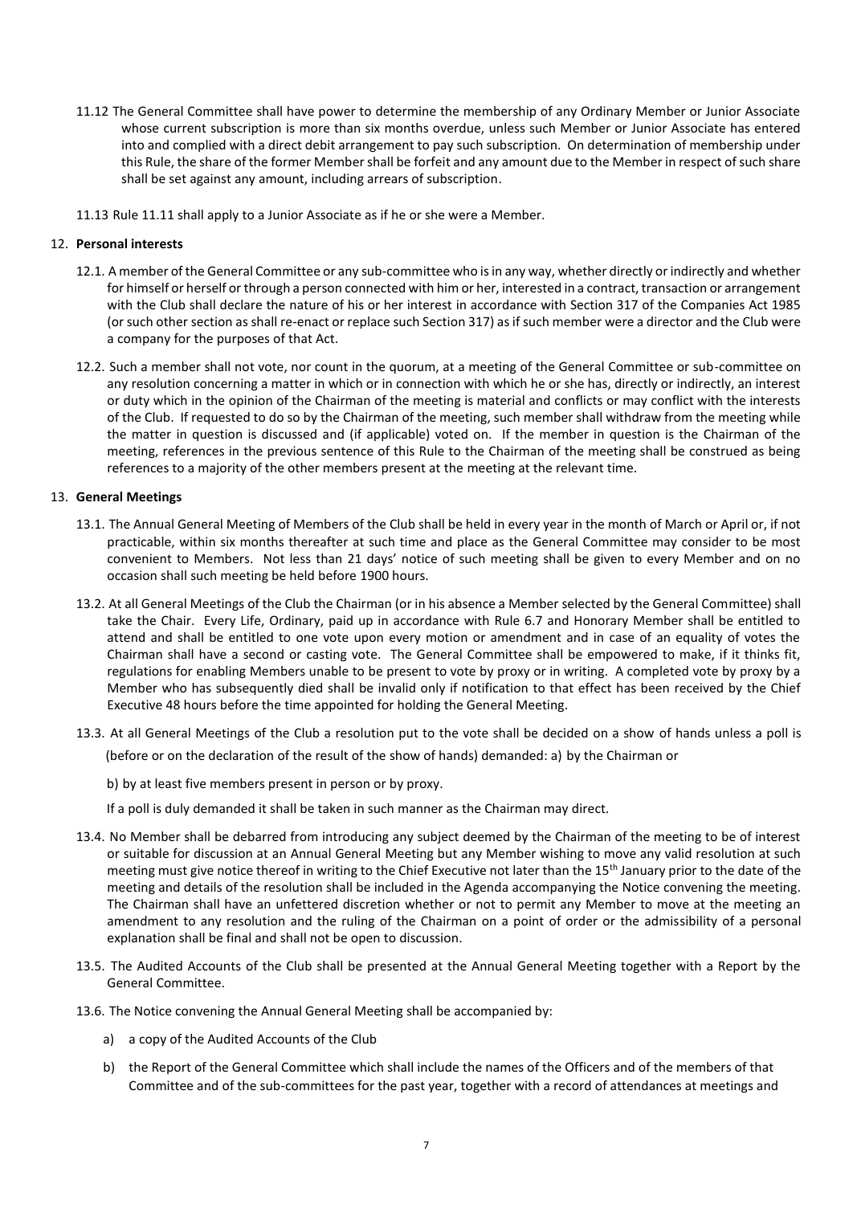11.12 The General Committee shall have power to determine the membership of any Ordinary Member or Junior Associate whose current subscription is more than six months overdue, unless such Member or Junior Associate has entered into and complied with a direct debit arrangement to pay such subscription. On determination of membership under this Rule, the share of the former Member shall be forfeit and any amount due to the Member in respect of such share shall be set against any amount, including arrears of subscription.

11.13 Rule 11.11 shall apply to a Junior Associate as if he or she were a Member.

## 12. Personal interests

12.1. A member of the General Committee or any sub-committee who is in any way, whether directly or indirectly and whether for himself or herself or through a person connected with him or her, interested in a contract, transaction or arrangement with the Club shall declare the nature of his or her interest in accordance with Section 317 of the Companies Act 1985 (or such other section as shall re-enact or replace such Section 317) as if such member were a director and the Club were a company for the purposes of that Act.

12.2. Such a member shall not vote, nor count in the quorum, at a meeting of the General Committee or sub-committee on any resolution concerning a matter in which or in connection with which he or she has, directly or indirectly, an interest or duty which in the opinion of the Chairman of the meeting is material and conflicts or may conflict with the interests of the Club. If requested to do so by the Chairman of the meeting, such member shall withdraw from the meeting while the matter in question is discussed and (if applicable) voted on. If the member in question is the Chairman of the meeting, references in the previous sentence of this Rule to the Chairman of the meeting shall be construed as being references to a majority of the other members present at the meeting at the relevant time.

## 13. General Meetings

13.1. The Annual General Meeting of Members of the Club shall be held in every year in the month of March or April or, if not practicable, within six months thereafter at such time and place as the General Committee may consider to be most convenient to Members. Not less than 21 days' notice of such meeting shall be given to every Member and on no occasion shall such meeting be held before 1900 hours.

13.2. At all General Meetings of the Club the Chairman (or in his absence a Member selected by the General Committee) shall take the Chair. Every Life, Ordinary, paid up in accordance with Rule 6.7 and Honorary Member shall be entitled to attend and shall be entitled to one vote upon every motion or amendment and in case of an equality of votes the Chairman shall have a second or casting vote. The General Committee shall be empowered to make, if it thinks fit, regulations for enabling Members unable to be present to vote by proxy or in writing. A completed vote by proxy by a Member who has subsequently died shall be invalid only if notification to that effect has been received by the Chief Executive 48 hours before the time appointed for holding the General Meeting.

13.3. At all General Meetings of the Club a resolution put to the vote shall be decided on a show of hands unless a poll is (before or on the declaration of the result of the show of hands) demanded: a) by the Chairman or

b) by at least five members present in person or by proxy.

If a poll is duly demanded it shall be taken in such manner as the Chairman may direct.

13.4. No Member shall be debarred from introducing any subject deemed by the Chairman of the meeting to be of interest or suitable for discussion at an Annual General Meeting but any Member wishing to move any valid resolution at such meeting must give notice thereof in writing to the Chief Executive not later than the 15th January prior to the date of the meeting and details of the resolution shall be included in the Agenda accompanying the Notice convening the meeting. The Chairman shall have an unfettered discretion whether or not to permit any Member to move at the meeting an amendment to any resolution and the ruling of the Chairman on a point of order or the admissibility of a personal explanation shall be final and shall not be open to discussion.

13.5. The Audited Accounts of the Club shall be presented at the Annual General Meeting together with a Report by the General Committee.

13.6. The Notice convening the Annual General Meeting shall be accompanied by:

a) a copy of the Audited Accounts of the Club

b) the Report of the General Committee which shall include the names of the Officers and of the members of that Committee and of the sub-committees for the past year, together with a record of attendances at meetings and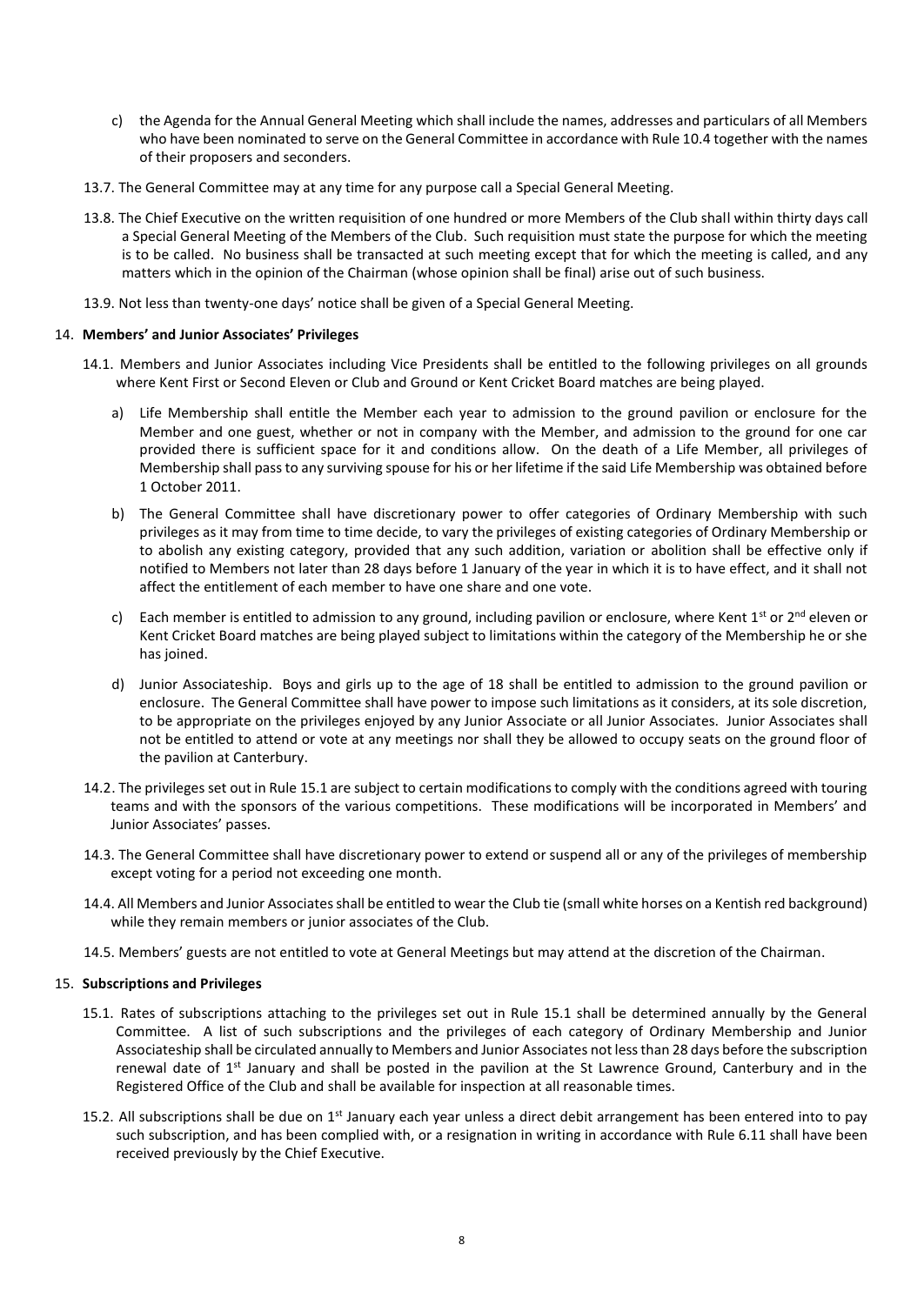c) the Agenda for the Annual General Meeting which shall include the names, addresses and particulars of all Members who have been nominated to serve on the General Committee in accordance with Rule 10.4 together with the names of their proposers and seconders.

13.7. The General Committee may at any time for any purpose call a Special General Meeting.

13.8. The Chief Executive on the written requisition of one hundred or more Members of the Club shall within thirty days call a Special General Meeting of the Members of the Club. Such requisition must state the purpose for which the meeting is to be called. No business shall be transacted at such meeting except that for which the meeting is called, and any matters which in the opinion of the Chairman (whose opinion shall be final) arise out of such business.

13.9. Not less than twenty-one days' notice shall be given of a Special General Meeting.

## 14. **Members' and Junior Associates' Privileges**

14.1. Members and Junior Associates including Vice Presidents shall be entitled to the following privileges on all grounds where Kent First or Second Eleven or Club and Ground or Kent Cricket Board matches are being played.

a) Life Membership shall entitle the Member each year to admission to the ground pavilion or enclosure for the Member and one guest, whether or not in company with the Member, and admission to the ground for one car provided there is sufficient space for it and conditions allow. On the death of a Life Member, all privileges of Membership shall pass to any surviving spouse for his or her lifetime if the said Life Membership was obtained before 1 October 2011.

b) The General Committee shall have discretionary power to offer categories of Ordinary Membership with such privileges as it may from time to time decide, to vary the privileges of existing categories of Ordinary Membership or to abolish any existing category, provided that any such addition, variation or abolition shall be effective only if notified to Members not later than 28 days before 1 January of the year in which it is to have effect, and it shall not affect the entitlement of each member to have one share and one vote.

c) Each member is entitled to admission to any ground, including pavilion or enclosure, where Kent 1st or 2nd eleven or Kent Cricket Board matches are being played subject to limitations within the category of the Membership he or she has joined.

d) Junior Associateship. Boys and girls up to the age of 18 shall be entitled to admission to the ground pavilion or enclosure. The General Committee shall have power to impose such limitations as it considers, at its sole discretion, to be appropriate on the privileges enjoyed by any Junior Associate or all Junior Associates. Junior Associates shall not be entitled to attend or vote at any meetings nor shall they be allowed to occupy seats on the ground floor of the pavilion at Canterbury.

14.2. The privileges set out in Rule 15.1 are subject to certain modifications to comply with the conditions agreed with touring teams and with the sponsors of the various competitions. These modifications will be incorporated in Members' and Junior Associates' passes.

14.3. The General Committee shall have discretionary power to extend or suspend all or any of the privileges of membership except voting for a period not exceeding one month.

14.4. All Members and Junior Associates shall be entitled to wear the Club tie (small white horses on a Kentish red background) while they remain members or junior associates of the Club.

14.5. Members' guests are not entitled to vote at General Meetings but may attend at the discretion of the Chairman.

## 15. **Subscriptions and Privileges**

15.1. Rates of subscriptions attaching to the privileges set out in Rule 15.1 shall be determined annually by the General Committee. A list of such subscriptions and the privileges of each category of Ordinary Membership and Junior Associateship shall be circulated annually to Members and Junior Associates not less than 28 days before the subscription renewal date of 1st January and shall be posted in the pavilion at the St Lawrence Ground, Canterbury and in the Registered Office of the Club and shall be available for inspection at all reasonable times.

15.2. All subscriptions shall be due on 1st January each year unless a direct debit arrangement has been entered into to pay such subscription, and has been complied with, or a resignation in writing in accordance with Rule 6.11 shall have been received previously by the Chief Executive.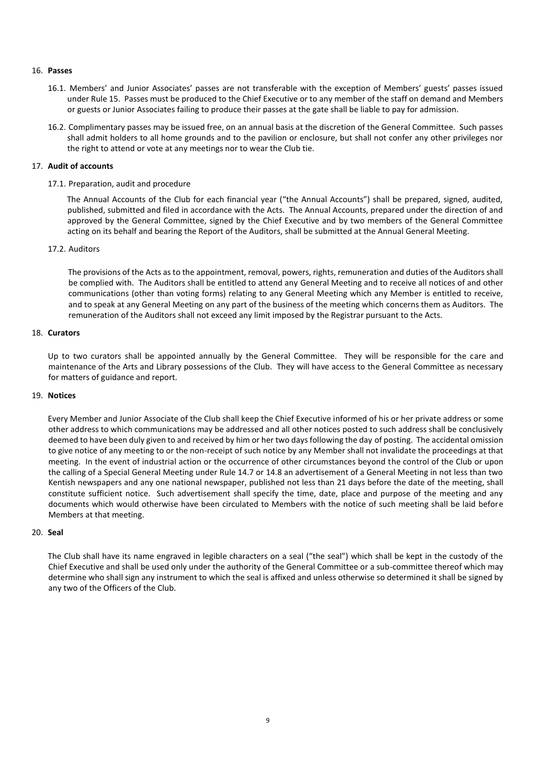16. **Passes**

16.1. Members' and Junior Associates' passes are not transferable with the exception of Members' guests' passes issued under Rule 15. Passes must be produced to the Chief Executive or to any member of the staff on demand and Members or guests or Junior Associates failing to produce their passes at the gate shall be liable to pay for admission.

16.2. Complimentary passes may be issued free, on an annual basis at the discretion of the General Committee. Such passes shall admit holders to all home grounds and to the pavilion or enclosure, but shall not confer any other privileges nor the right to attend or vote at any meetings nor to wear the Club tie.

17. **Audit of accounts**

17.1. Preparation, audit and procedure

The Annual Accounts of the Club for each financial year ("the Annual Accounts") shall be prepared, signed, audited, published, submitted and filed in accordance with the Acts. The Annual Accounts, prepared under the direction of and approved by the General Committee, signed by the Chief Executive and by two members of the General Committee acting on its behalf and bearing the Report of the Auditors, shall be submitted at the Annual General Meeting.

17.2. Auditors

The provisions of the Acts as to the appointment, removal, powers, rights, remuneration and duties of the Auditors shall be complied with. The Auditors shall be entitled to attend any General Meeting and to receive all notices of and other communications (other than voting forms) relating to any General Meeting which any Member is entitled to receive, and to speak at any General Meeting on any part of the business of the meeting which concerns them as Auditors. The remuneration of the Auditors shall not exceed any limit imposed by the Registrar pursuant to the Acts.

18. **Curators**

Up to two curators shall be appointed annually by the General Committee. They will be responsible for the care and maintenance of the Arts and Library possessions of the Club. They will have access to the General Committee as necessary for matters of guidance and report.

19. **Notices**

Every Member and Junior Associate of the Club shall keep the Chief Executive informed of his or her private address or some other address to which communications may be addressed and all other notices posted to such address shall be conclusively deemed to have been duly given to and received by him or her two days following the day of posting. The accidental omission to give notice of any meeting to or the non-receipt of such notice by any Member shall not invalidate the proceedings at that meeting. In the event of industrial action or the occurrence of other circumstances beyond the control of the Club or upon the calling of a Special General Meeting under Rule 14.7 or 14.8 an advertisement of a General Meeting in not less than two Kentish newspapers and any one national newspaper, published not less than 21 days before the date of the meeting, shall constitute sufficient notice. Such advertisement shall specify the time, date, place and purpose of the meeting and any documents which would otherwise have been circulated to Members with the notice of such meeting shall be laid before Members at that meeting.

20. **Seal**

The Club shall have its name engraved in legible characters on a seal ("the seal") which shall be kept in the custody of the Chief Executive and shall be used only under the authority of the General Committee or a sub-committee thereof which may determine who shall sign any instrument to which the seal is affixed and unless otherwise so determined it shall be signed by any two of the Officers of the Club.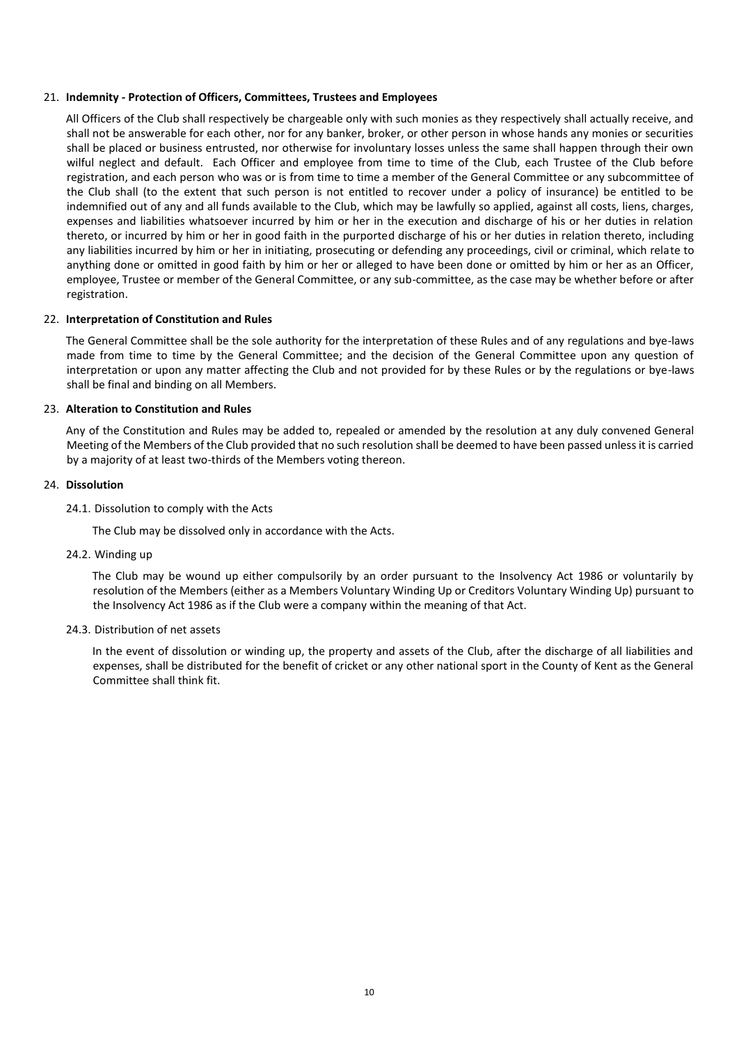21. **Indemnity - Protection of Officers, Committees, Trustees and Employees**

All Officers of the Club shall respectively be chargeable only with such monies as they respectively shall actually receive, and shall not be answerable for each other, nor for any banker, broker, or other person in whose hands any monies or securities shall be placed or business entrusted, nor otherwise for involuntary losses unless the same shall happen through their own wilful neglect and default. Each Officer and employee from time to time of the Club, each Trustee of the Club before registration, and each person who was or is from time to time a member of the General Committee or any subcommittee of the Club shall (to the extent that such person is not entitled to recover under a policy of insurance) be entitled to be indemnified out of any and all funds available to the Club, which may be lawfully so applied, against all costs, liens, charges, expenses and liabilities whatsoever incurred by him or her in the execution and discharge of his or her duties in relation thereto, or incurred by him or her in good faith in the purported discharge of his or her duties in relation thereto, including any liabilities incurred by him or her in initiating, prosecuting or defending any proceedings, civil or criminal, which relate to anything done or omitted in good faith by him or her or alleged to have been done or omitted by him or her as an Officer, employee, Trustee or member of the General Committee, or any sub-committee, as the case may be whether before or after registration.

22. **Interpretation of Constitution and Rules**

The General Committee shall be the sole authority for the interpretation of these Rules and of any regulations and bye-laws made from time to time by the General Committee; and the decision of the General Committee upon any question of interpretation or upon any matter affecting the Club and not provided for by these Rules or by the regulations or bye-laws shall be final and binding on all Members.

23. **Alteration to Constitution and Rules**

Any of the Constitution and Rules may be added to, repealed or amended by the resolution at any duly convened General Meeting of the Members of the Club provided that no such resolution shall be deemed to have been passed unless it is carried by a majority of at least two-thirds of the Members voting thereon.

24. **Dissolution**

24.1. Dissolution to comply with the Acts

The Club may be dissolved only in accordance with the Acts.

24.2. Winding up

The Club may be wound up either compulsorily by an order pursuant to the Insolvency Act 1986 or voluntarily by resolution of the Members (either as a Members Voluntary Winding Up or Creditors Voluntary Winding Up) pursuant to the Insolvency Act 1986 as if the Club were a company within the meaning of that Act.

24.3. Distribution of net assets

In the event of dissolution or winding up, the property and assets of the Club, after the discharge of all liabilities and expenses, shall be distributed for the benefit of cricket or any other national sport in the County of Kent as the General Committee shall think fit.